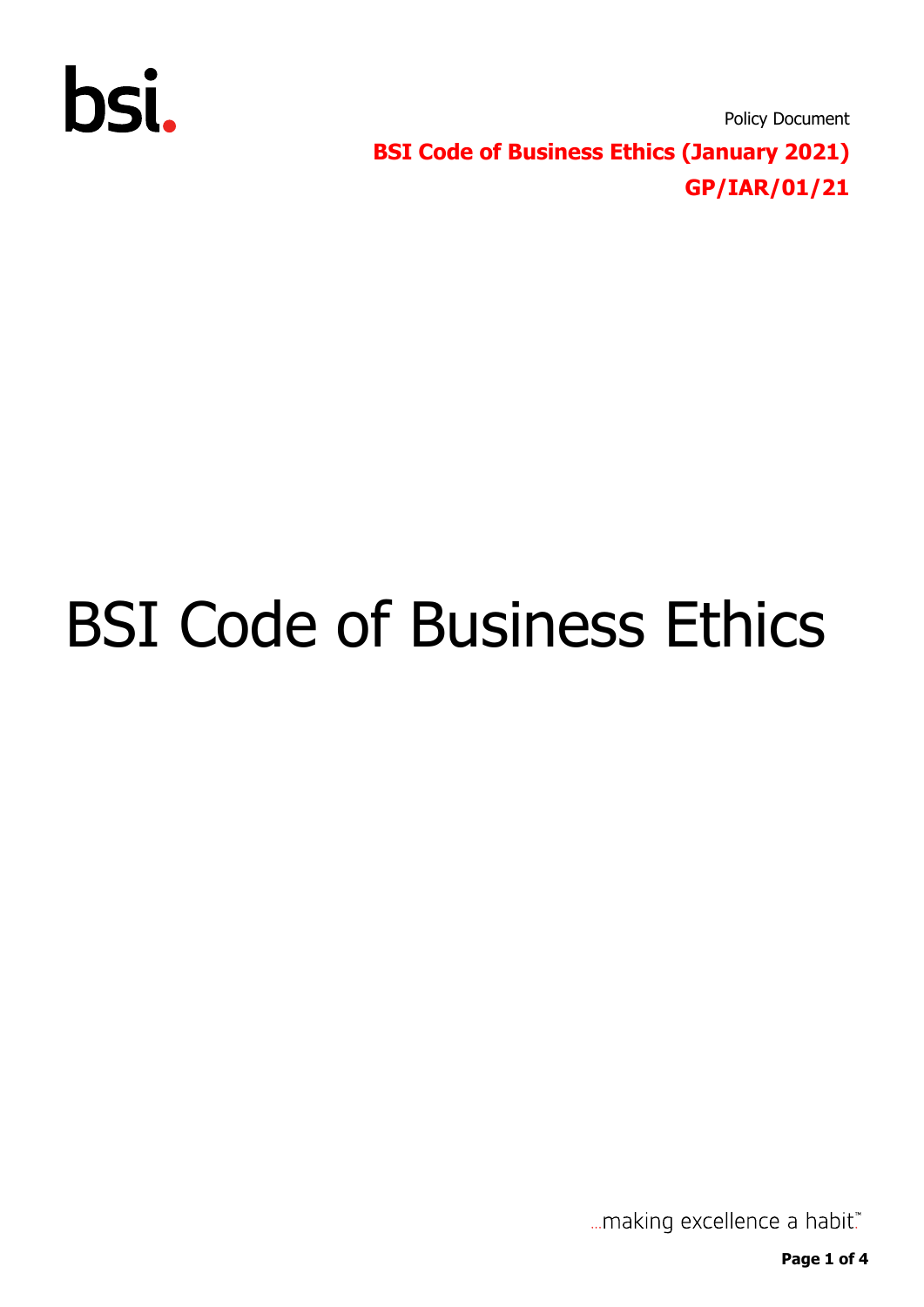bsi.

Policy Document

**BSI Code of Business Ethics (January 2021)**

**GP/IAR/01/21**

# BSI Code of Business Ethics

...making excellence a habit.™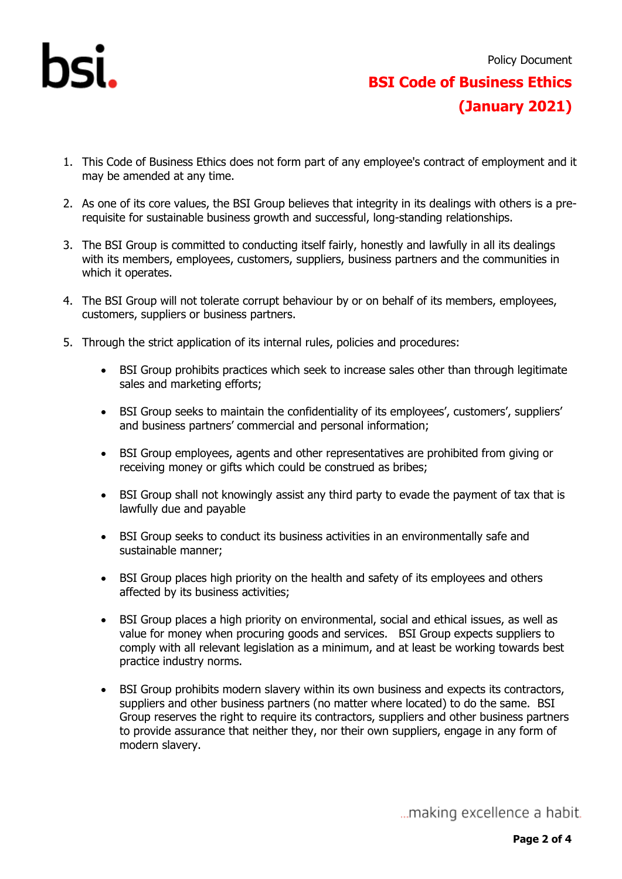Policy Document

# BSI Code of Business Ethics (January 2021)

1. This Code of Business Ethics does not form part of any employee's contract of employment and it may be amended at any time.

2. As one of its core values, the BSI Group believes that integrity in its dealings with others is a pre-requisite for sustainable business growth and successful, long-standing relationships.

3. The BSI Group is committed to conducting itself fairly, honestly and lawfully in all its dealings with its members, employees, customers, suppliers, business partners and the communities in which it operates.

4. The BSI Group will not tolerate corrupt behaviour by or on behalf of its members, employees, customers, suppliers or business partners.

5. Through the strict application of its internal rules, policies and procedures:

   - BSI Group prohibits practices which seek to increase sales other than through legitimate sales and marketing efforts;

   - BSI Group seeks to maintain the confidentiality of its employees', customers', suppliers' and business partners' commercial and personal information;

   - BSI Group employees, agents and other representatives are prohibited from giving or receiving money or gifts which could be construed as bribes;

   - BSI Group shall not knowingly assist any third party to evade the payment of tax that is lawfully due and payable

   - BSI Group seeks to conduct its business activities in an environmentally safe and sustainable manner;

   - BSI Group places high priority on the health and safety of its employees and others affected by its business activities;

   - BSI Group places a high priority on environmental, social and ethical issues, as well as value for money when procuring goods and services. BSI Group expects suppliers to comply with all relevant legislation as a minimum, and at least be working towards best practice industry norms.

   - BSI Group prohibits modern slavery within its own business and expects its contractors, suppliers and other business partners (no matter where located) to do the same. BSI Group reserves the right to require its contractors, suppliers and other business partners to provide assurance that neither they, nor their own suppliers, engage in any form of modern slavery.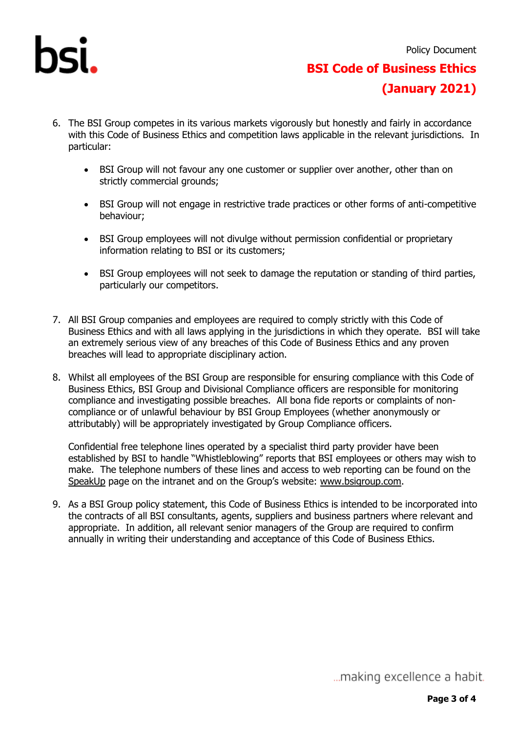6. The BSI Group competes in its various markets vigorously but honestly and fairly in accordance with this Code of Business Ethics and competition laws applicable in the relevant jurisdictions. In particular:

   - BSI Group will not favour any one customer or supplier over another, other than on strictly commercial grounds;
   - BSI Group will not engage in restrictive trade practices or other forms of anti-competitive behaviour;
   - BSI Group employees will not divulge without permission confidential or proprietary information relating to BSI or its customers;
   - BSI Group employees will not seek to damage the reputation or standing of third parties, particularly our competitors.

7. All BSI Group companies and employees are required to comply strictly with this Code of Business Ethics and with all laws applying in the jurisdictions in which they operate. BSI will take an extremely serious view of any breaches of this Code of Business Ethics and any proven breaches will lead to appropriate disciplinary action.

8. Whilst all employees of the BSI Group are responsible for ensuring compliance with this Code of Business Ethics, BSI Group and Divisional Compliance officers are responsible for monitoring compliance and investigating possible breaches. All bona fide reports or complaints of non-compliance or of unlawful behaviour by BSI Group Employees (whether anonymously or attributably) will be appropriately investigated by Group Compliance officers.

   Confidential free telephone lines operated by a specialist third party provider have been established by BSI to handle "Whistleblowing" reports that BSI employees or others may wish to make. The telephone numbers of these lines and access to web reporting can be found on the SpeakUp page on the intranet and on the Group's website: www.bsigroup.com.

9. As a BSI Group policy statement, this Code of Business Ethics is intended to be incorporated into the contracts of all BSI consultants, agents, suppliers and business partners where relevant and appropriate. In addition, all relevant senior managers of the Group are required to confirm annually in writing their understanding and acceptance of this Code of Business Ethics.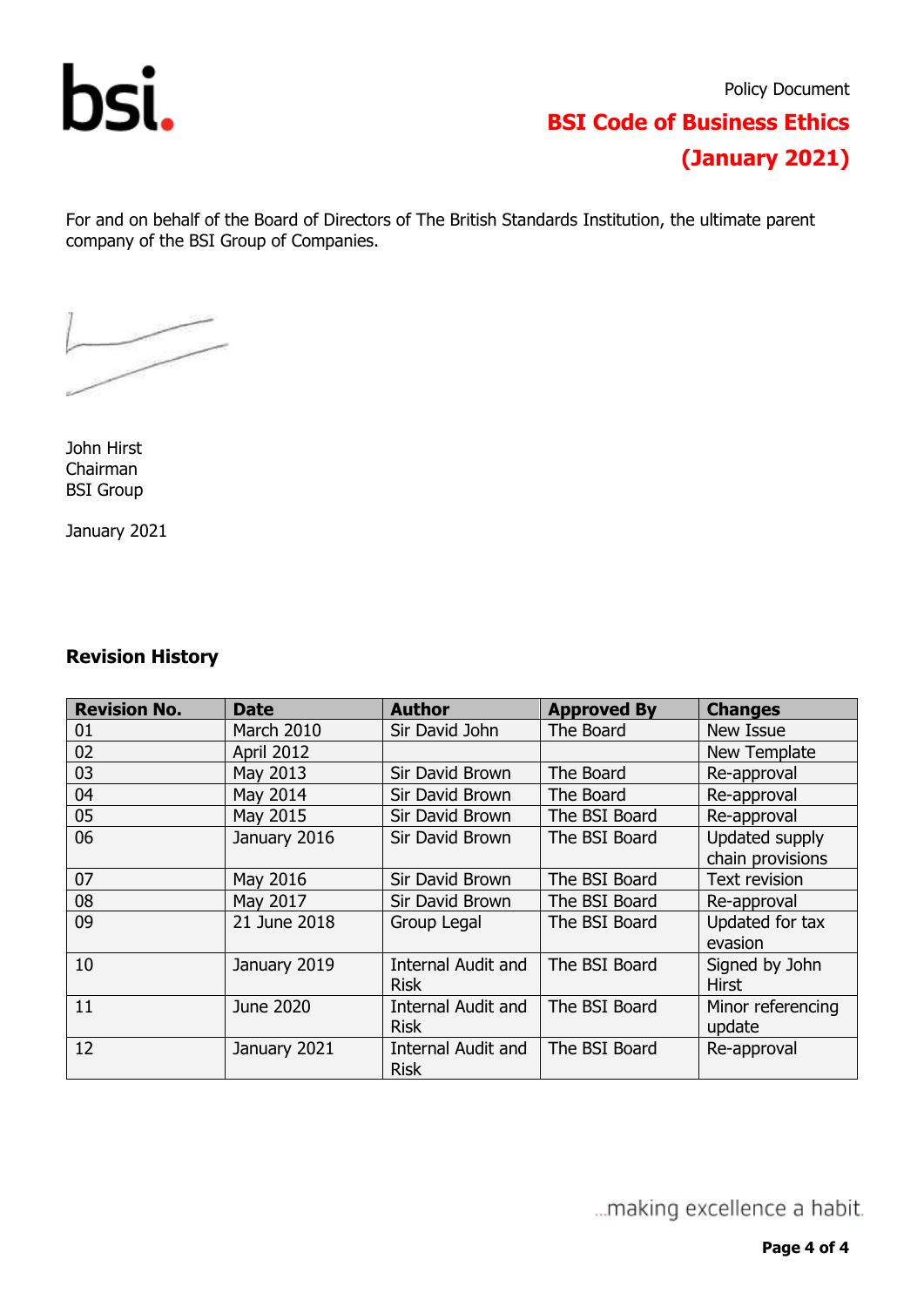Policy Document

**BSI Code of Business Ethics (January 2021)**

For and on behalf of the Board of Directors of The British Standards Institution, the ultimate parent company of the BSI Group of Companies.

John Hirst
Chairman
BSI Group

January 2021

### Revision History

| Revision No. | Date | Author | Approved By | Changes |
|---|---|---|---|---|
| 01 | March 2010 | Sir David John | The Board | New Issue |
| 02 | April 2012 | | | New Template |
| 03 | May 2013 | Sir David Brown | The Board | Re-approval |
| 04 | May 2014 | Sir David Brown | The Board | Re-approval |
| 05 | May 2015 | Sir David Brown | The BSI Board | Re-approval |
| 06 | January 2016 | Sir David Brown | The BSI Board | Updated supply chain provisions |
| 07 | May 2016 | Sir David Brown | The BSI Board | Text revision |
| 08 | May 2017 | Sir David Brown | The BSI Board | Re-approval |
| 09 | 21 June 2018 | Group Legal | The BSI Board | Updated for tax evasion |
| 10 | January 2019 | Internal Audit and Risk | The BSI Board | Signed by John Hirst |
| 11 | June 2020 | Internal Audit and Risk | The BSI Board | Minor referencing update |
| 12 | January 2021 | Internal Audit and Risk | The BSI Board | Re-approval |

...making excellence a habit.